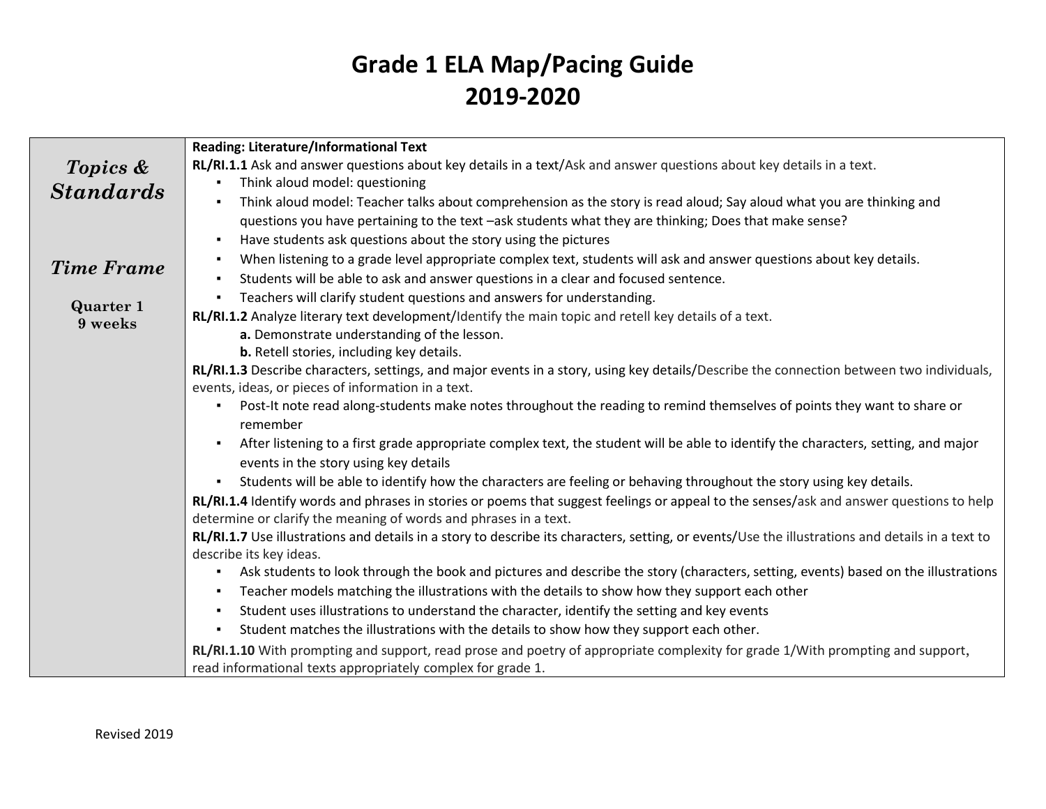# Grade 1 ELA Map/Pacing Guide
# 2019-2020

| | |
|---|---|
| ***Topics & Standards***<br><br>***Time Frame***<br><br>**Quarter 1**<br>**9 weeks** | **Reading: Literature/Informational Text**<br>**RL/RI.1.1** Ask and answer questions about key details in a text/Ask and answer questions about key details in a text.<br>▪ Think aloud model: questioning<br>▪ Think aloud model: Teacher talks about comprehension as the story is read aloud; Say aloud what you are thinking and questions you have pertaining to the text –ask students what they are thinking; Does that make sense?<br>▪ Have students ask questions about the story using the pictures<br>▪ When listening to a grade level appropriate complex text, students will ask and answer questions about key details.<br>▪ Students will be able to ask and answer questions in a clear and focused sentence.<br>▪ Teachers will clarify student questions and answers for understanding.<br>**RL/RI.1.2** Analyze literary text development/Identify the main topic and retell key details of a text.<br>**a.** Demonstrate understanding of the lesson.<br>**b.** Retell stories, including key details.<br>**RL/RI.1.3** Describe characters, settings, and major events in a story, using key details/Describe the connection between two individuals, events, ideas, or pieces of information in a text.<br>▪ Post-It note read along-students make notes throughout the reading to remind themselves of points they want to share or remember<br>▪ After listening to a first grade appropriate complex text, the student will be able to identify the characters, setting, and major events in the story using key details<br>▪ Students will be able to identify how the characters are feeling or behaving throughout the story using key details.<br>**RL/RI.1.4** Identify words and phrases in stories or poems that suggest feelings or appeal to the senses/ask and answer questions to help determine or clarify the meaning of words and phrases in a text.<br>**RL/RI.1.7** Use illustrations and details in a story to describe its characters, setting, or events/Use the illustrations and details in a text to describe its key ideas.<br>▪ Ask students to look through the book and pictures and describe the story (characters, setting, events) based on the illustrations<br>▪ Teacher models matching the illustrations with the details to show how they support each other<br>▪ Student uses illustrations to understand the character, identify the setting and key events<br>▪ Student matches the illustrations with the details to show how they support each other.<br>**RL/RI.1.10** With prompting and support, read prose and poetry of appropriate complexity for grade 1/With prompting and support, read informational texts appropriately complex for grade 1. |

Revised 2019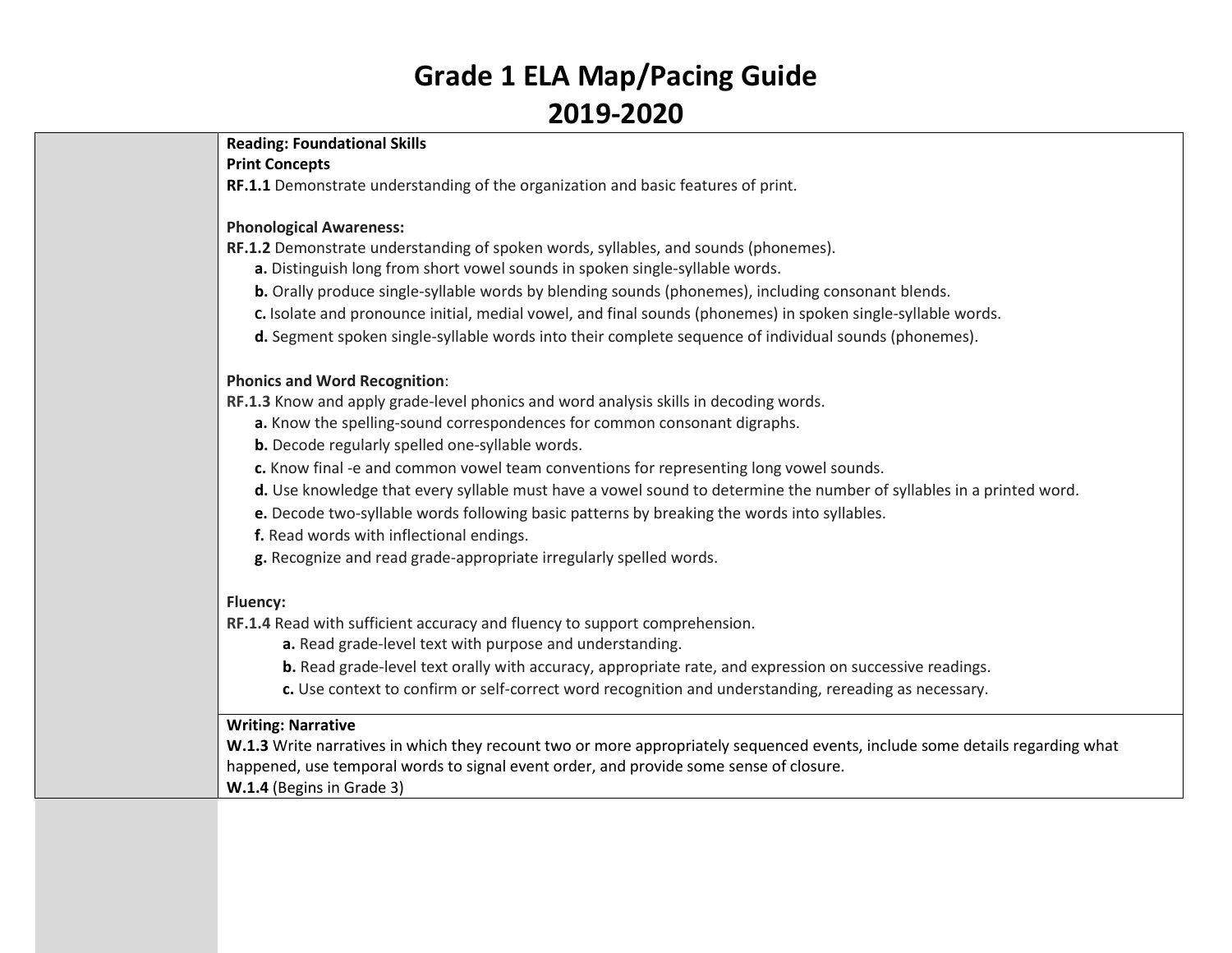# Grade 1 ELA Map/Pacing Guide
# 2019-2020

| | |
|---|---|
| | **Reading: Foundational Skills**<br>**Print Concepts**<br>**RF.1.1** Demonstrate understanding of the organization and basic features of print.<br><br>**Phonological Awareness:**<br>**RF.1.2** Demonstrate understanding of spoken words, syllables, and sounds (phonemes).<br>**a.** Distinguish long from short vowel sounds in spoken single-syllable words.<br>**b.** Orally produce single-syllable words by blending sounds (phonemes), including consonant blends.<br>**c.** Isolate and pronounce initial, medial vowel, and final sounds (phonemes) in spoken single-syllable words.<br>**d.** Segment spoken single-syllable words into their complete sequence of individual sounds (phonemes).<br><br>**Phonics and Word Recognition**:<br>**RF.1.3** Know and apply grade-level phonics and word analysis skills in decoding words.<br>**a.** Know the spelling-sound correspondences for common consonant digraphs.<br>**b.** Decode regularly spelled one-syllable words.<br>**c.** Know final -e and common vowel team conventions for representing long vowel sounds.<br>**d.** Use knowledge that every syllable must have a vowel sound to determine the number of syllables in a printed word.<br>**e.** Decode two-syllable words following basic patterns by breaking the words into syllables.<br>**f.** Read words with inflectional endings.<br>**g.** Recognize and read grade-appropriate irregularly spelled words.<br><br>**Fluency:**<br>**RF.1.4** Read with sufficient accuracy and fluency to support comprehension.<br>**a.** Read grade-level text with purpose and understanding.<br>**b.** Read grade-level text orally with accuracy, appropriate rate, and expression on successive readings.<br>**c.** Use context to confirm or self-correct word recognition and understanding, rereading as necessary. |
| | **Writing: Narrative**<br>**W.1.3** Write narratives in which they recount two or more appropriately sequenced events, include some details regarding what happened, use temporal words to signal event order, and provide some sense of closure.<br>**W.1.4** (Begins in Grade 3) |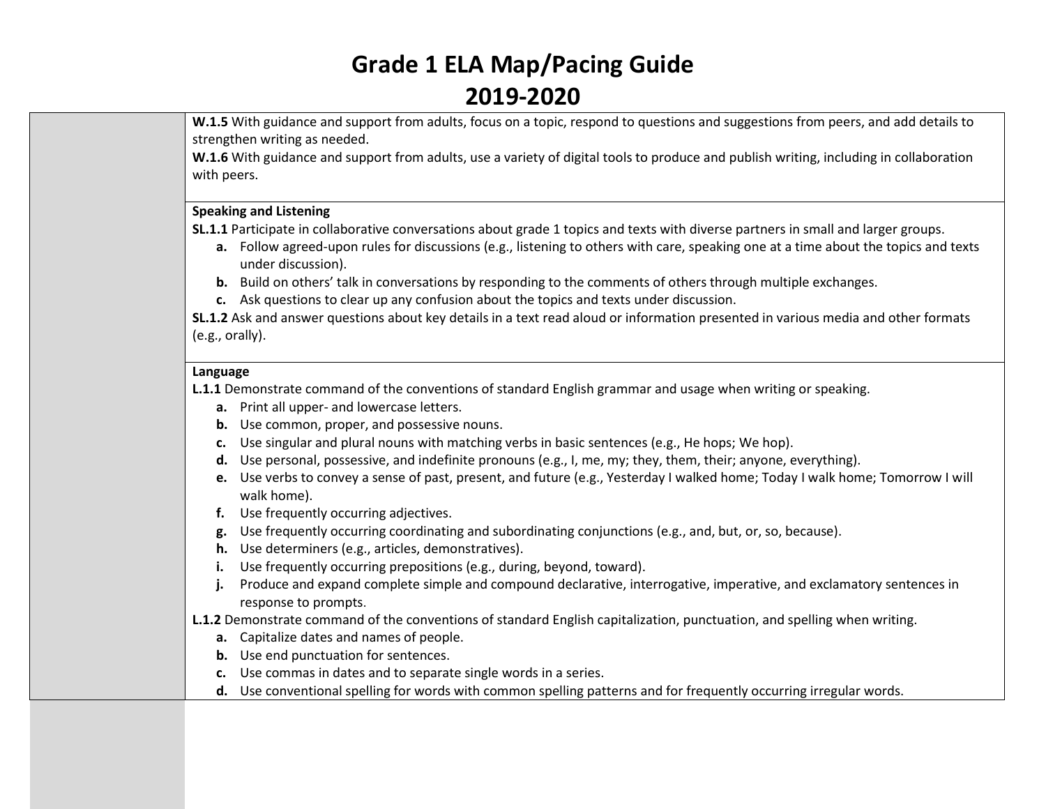# Grade 1 ELA Map/Pacing Guide
# 2019-2020

| | |
|---|---|
| | **W.1.5** With guidance and support from adults, focus on a topic, respond to questions and suggestions from peers, and add details to strengthen writing as needed.<br>**W.1.6** With guidance and support from adults, use a variety of digital tools to produce and publish writing, including in collaboration with peers. |
| | **Speaking and Listening**<br>**SL.1.1** Participate in collaborative conversations about grade 1 topics and texts with diverse partners in small and larger groups.<br>**a.** Follow agreed-upon rules for discussions (e.g., listening to others with care, speaking one at a time about the topics and texts under discussion).<br>**b.** Build on others' talk in conversations by responding to the comments of others through multiple exchanges.<br>**c.** Ask questions to clear up any confusion about the topics and texts under discussion.<br>**SL.1.2** Ask and answer questions about key details in a text read aloud or information presented in various media and other formats (e.g., orally). |
| | **Language**<br>**L.1.1** Demonstrate command of the conventions of standard English grammar and usage when writing or speaking.<br>**a.** Print all upper- and lowercase letters.<br>**b.** Use common, proper, and possessive nouns.<br>**c.** Use singular and plural nouns with matching verbs in basic sentences (e.g., He hops; We hop).<br>**d.** Use personal, possessive, and indefinite pronouns (e.g., I, me, my; they, them, their; anyone, everything).<br>**e.** Use verbs to convey a sense of past, present, and future (e.g., Yesterday I walked home; Today I walk home; Tomorrow I will walk home).<br>**f.** Use frequently occurring adjectives.<br>**g.** Use frequently occurring coordinating and subordinating conjunctions (e.g., and, but, or, so, because).<br>**h.** Use determiners (e.g., articles, demonstratives).<br>**i.** Use frequently occurring prepositions (e.g., during, beyond, toward).<br>**j.** Produce and expand complete simple and compound declarative, interrogative, imperative, and exclamatory sentences in response to prompts.<br>**L.1.2** Demonstrate command of the conventions of standard English capitalization, punctuation, and spelling when writing.<br>**a.** Capitalize dates and names of people.<br>**b.** Use end punctuation for sentences.<br>**c.** Use commas in dates and to separate single words in a series.<br>**d.** Use conventional spelling for words with common spelling patterns and for frequently occurring irregular words. |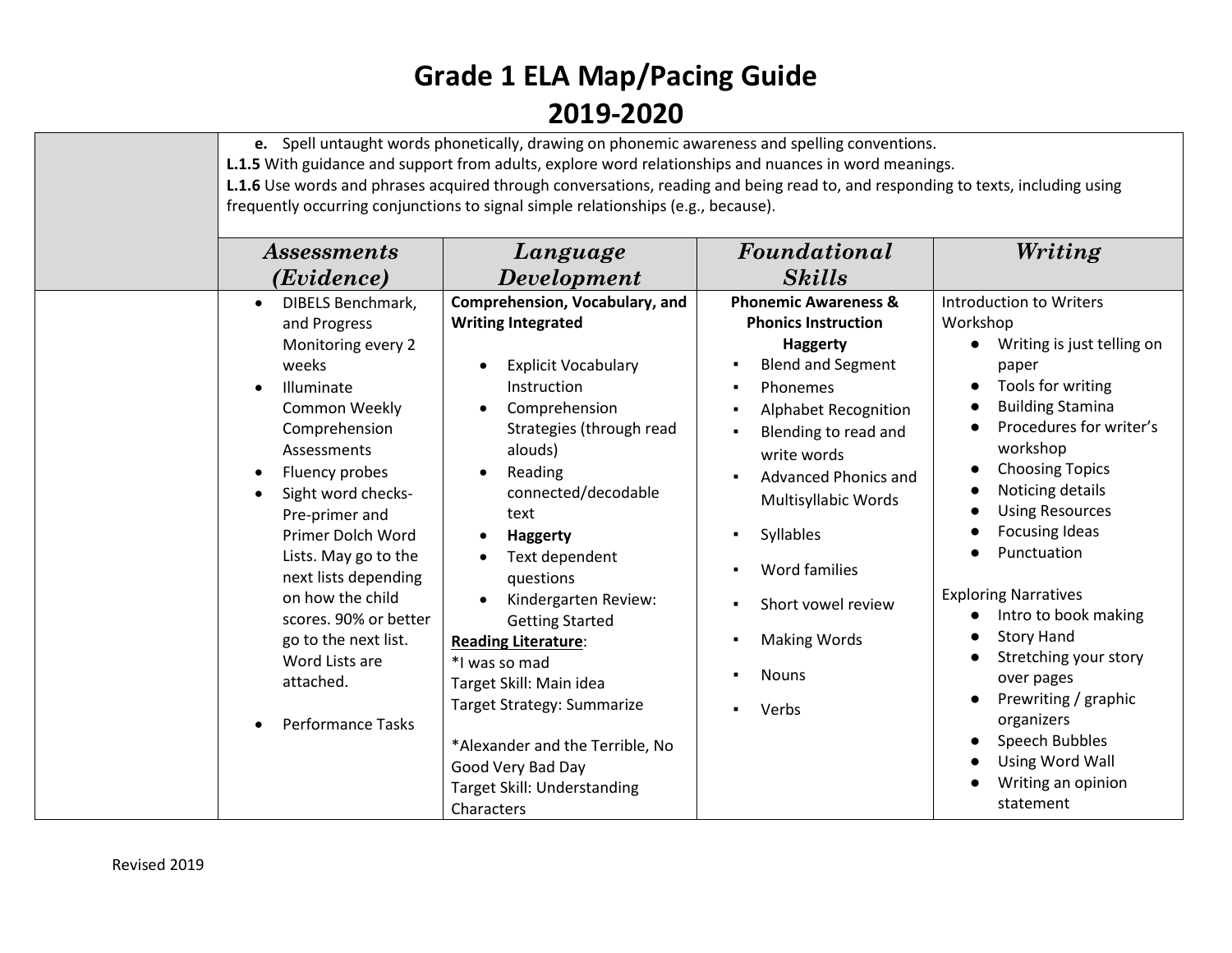# Grade 1 ELA Map/Pacing Guide
# 2019-2020

| | | | | |
|---|---|---|---|---|
| | **e.** Spell untaught words phonetically, drawing on phonemic awareness and spelling conventions.<br>**L.1.5** With guidance and support from adults, explore word relationships and nuances in word meanings.<br>**L.1.6** Use words and phrases acquired through conversations, reading and being read to, and responding to texts, including using frequently occurring conjunctions to signal simple relationships (e.g., because). | | | |
| | ***Assessments (Evidence)*** | ***Language Development*** | ***Foundational Skills*** | ***Writing*** |
| | • DIBELS Benchmark, and Progress Monitoring every 2 weeks<br>• Illuminate Common Weekly Comprehension Assessments<br>• Fluency probes<br>• Sight word checks- Pre-primer and Primer Dolch Word Lists. May go to the next lists depending on how the child scores. 90% or better go to the next list. Word Lists are attached.<br>• Performance Tasks | **Comprehension, Vocabulary, and Writing Integrated**<br>• Explicit Vocabulary Instruction<br>• Comprehension Strategies (through read alouds)<br>• Reading connected/decodable text<br>• **Haggerty**<br>• Text dependent questions<br>• Kindergarten Review: Getting Started<br>**<u>Reading Literature</u>**:<br>*I was so mad<br>Target Skill: Main idea<br>Target Strategy: Summarize<br><br>*Alexander and the Terrible, No Good Very Bad Day<br>Target Skill: Understanding Characters | **Phonemic Awareness & Phonics Instruction Haggerty**<br>▪ Blend and Segment<br>▪ Phonemes<br>▪ Alphabet Recognition<br>▪ Blending to read and write words<br>▪ Advanced Phonics and Multisyllabic Words<br>▪ Syllables<br>▪ Word families<br>▪ Short vowel review<br>▪ Making Words<br>▪ Nouns<br>▪ Verbs | Introduction to Writers Workshop<br>● Writing is just telling on paper<br>● Tools for writing<br>● Building Stamina<br>● Procedures for writer's workshop<br>● Choosing Topics<br>● Noticing details<br>● Using Resources<br>● Focusing Ideas<br>● Punctuation<br><br>Exploring Narratives<br>● Intro to book making<br>● Story Hand<br>● Stretching your story over pages<br>● Prewriting / graphic organizers<br>● Speech Bubbles<br>● Using Word Wall<br>● Writing an opinion statement |

Revised 2019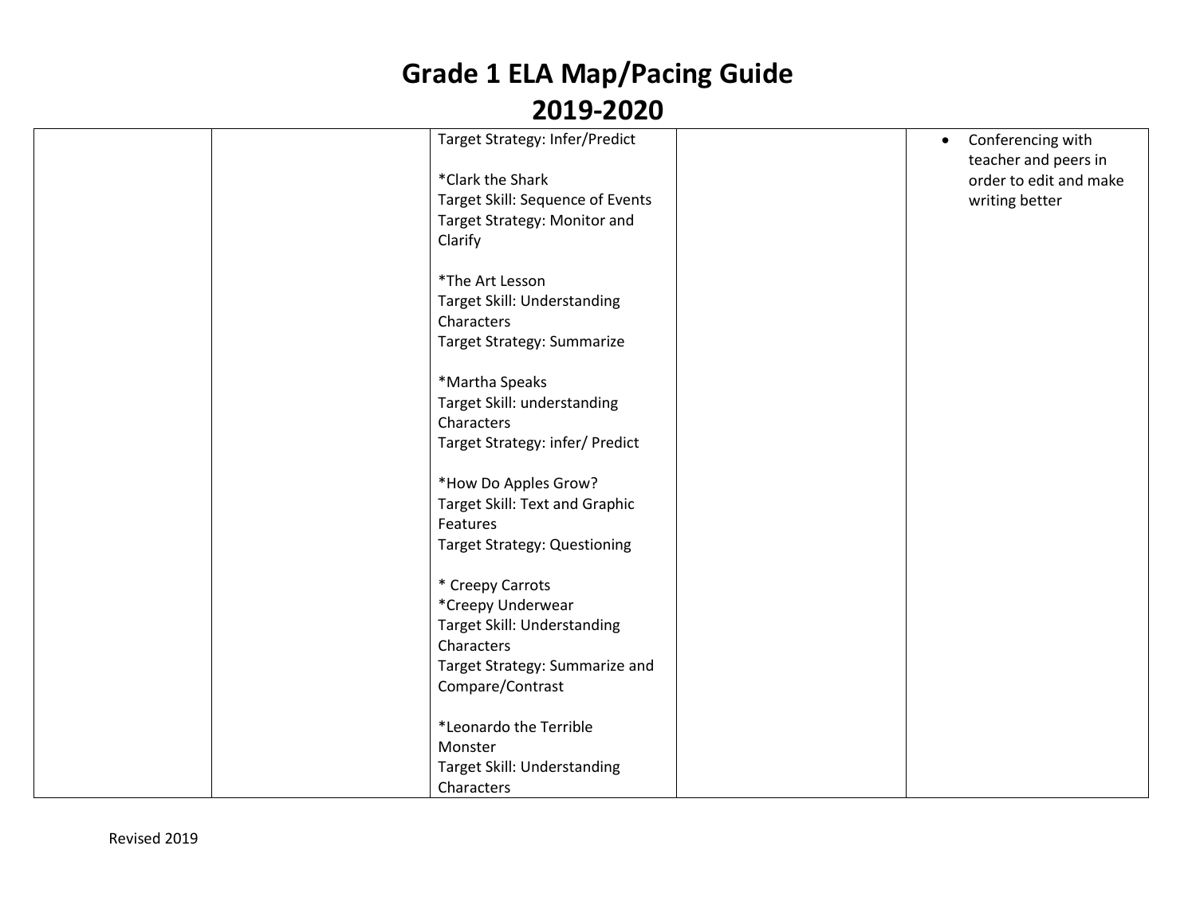# Grade 1 ELA Map/Pacing Guide 2019-2020

| | | | | |
|---|---|---|---|---|
| | | Target Strategy: Infer/Predict<br><br>*Clark the Shark<br>Target Skill: Sequence of Events<br>Target Strategy: Monitor and Clarify<br><br>*The Art Lesson<br>Target Skill: Understanding Characters<br>Target Strategy: Summarize<br><br>*Martha Speaks<br>Target Skill: understanding Characters<br>Target Strategy: infer/ Predict<br><br>*How Do Apples Grow?<br>Target Skill: Text and Graphic Features<br>Target Strategy: Questioning<br><br>* Creepy Carrots<br>*Creepy Underwear<br>Target Skill: Understanding Characters<br>Target Strategy: Summarize and Compare/Contrast<br><br>*Leonardo the Terrible Monster<br>Target Skill: Understanding Characters | | • Conferencing with teacher and peers in order to edit and make writing better |

Revised 2019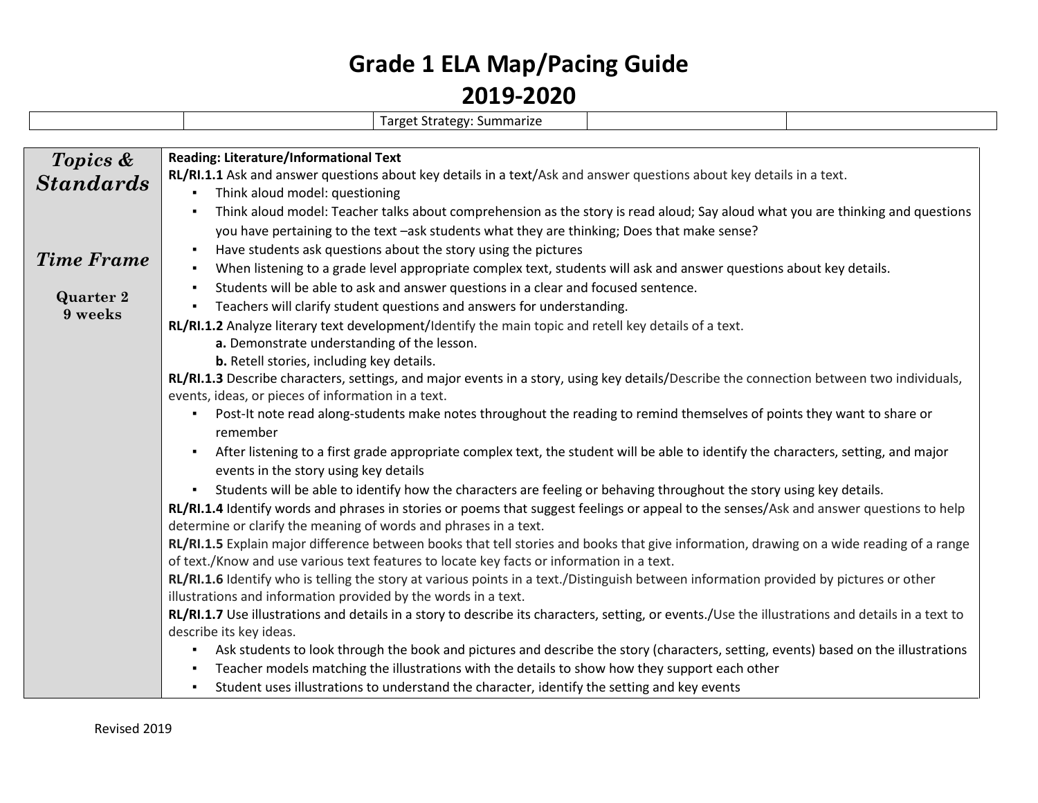# Grade 1 ELA Map/Pacing Guide
# 2019-2020

| | | Target Strategy: Summarize | | |
|---|---|---|---|---|

| | |
|---|---|
| ***Topics & Standards*** | **Reading: Literature/Informational Text** |
| | **RL/RI.1.1** Ask and answer questions about key details in a text/Ask and answer questions about key details in a text.<br>▪ Think aloud model: questioning<br>▪ Think aloud model: Teacher talks about comprehension as the story is read aloud; Say aloud what you are thinking and questions you have pertaining to the text –ask students what they are thinking; Does that make sense?<br>▪ Have students ask questions about the story using the pictures<br>▪ When listening to a grade level appropriate complex text, students will ask and answer questions about key details.<br>▪ Students will be able to ask and answer questions in a clear and focused sentence.<br>▪ Teachers will clarify student questions and answers for understanding. |
| ***Time Frame***<br><br>**Quarter 2**<br>**9 weeks** | **RL/RI.1.2** Analyze literary text development/Identify the main topic and retell key details of a text.<br>**a.** Demonstrate understanding of the lesson.<br>**b.** Retell stories, including key details. |
| | **RL/RI.1.3** Describe characters, settings, and major events in a story, using key details/Describe the connection between two individuals, events, ideas, or pieces of information in a text.<br>▪ Post-It note read along-students make notes throughout the reading to remind themselves of points they want to share or remember<br>▪ After listening to a first grade appropriate complex text, the student will be able to identify the characters, setting, and major events in the story using key details<br>▪ Students will be able to identify how the characters are feeling or behaving throughout the story using key details. |
| | **RL/RI.1.4** Identify words and phrases in stories or poems that suggest feelings or appeal to the senses/Ask and answer questions to help determine or clarify the meaning of words and phrases in a text. |
| | **RL/RI.1.5** Explain major difference between books that tell stories and books that give information, drawing on a wide reading of a range of text./Know and use various text features to locate key facts or information in a text. |
| | **RL/RI.1.6** Identify who is telling the story at various points in a text./Distinguish between information provided by pictures or other illustrations and information provided by the words in a text. |
| | **RL/RI.1.7** Use illustrations and details in a story to describe its characters, setting, or events./Use the illustrations and details in a text to describe its key ideas.<br>▪ Ask students to look through the book and pictures and describe the story (characters, setting, events) based on the illustrations<br>▪ Teacher models matching the illustrations with the details to show how they support each other<br>▪ Student uses illustrations to understand the character, identify the setting and key events |

Revised 2019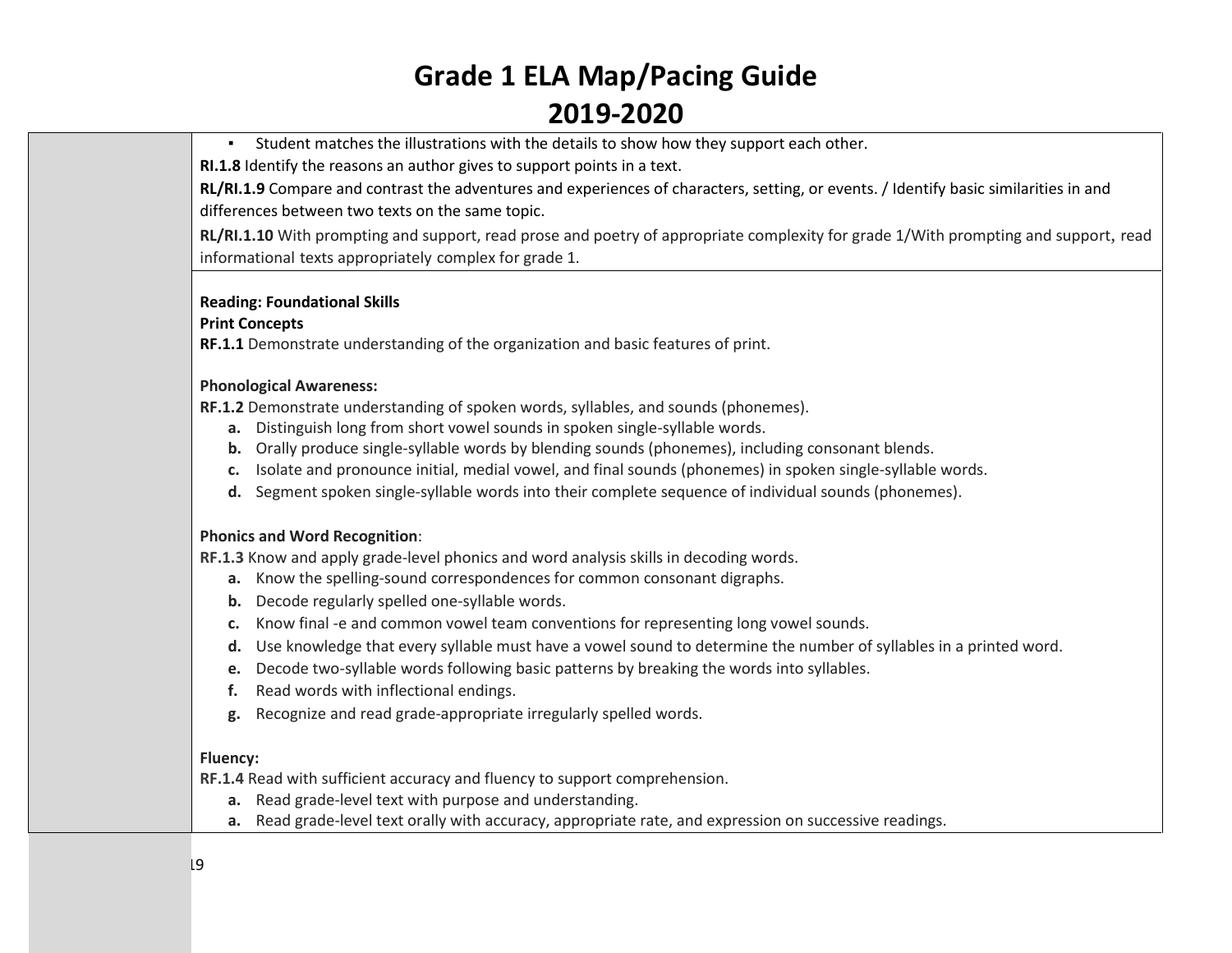# Grade 1 ELA Map/Pacing Guide
# 2019-2020

- Student matches the illustrations with the details to show how they support each other.

**RI.1.8** Identify the reasons an author gives to support points in a text.

**RL/RI.1.9** Compare and contrast the adventures and experiences of characters, setting, or events. / Identify basic similarities in and differences between two texts on the same topic.

**RL/RI.1.10** With prompting and support, read prose and poetry of appropriate complexity for grade 1/With prompting and support, read informational texts appropriately complex for grade 1.

**Reading: Foundational Skills**
**Print Concepts**
**RF.1.1** Demonstrate understanding of the organization and basic features of print.

**Phonological Awareness:**
**RF.1.2** Demonstrate understanding of spoken words, syllables, and sounds (phonemes).

- **a.** Distinguish long from short vowel sounds in spoken single-syllable words.
- **b.** Orally produce single-syllable words by blending sounds (phonemes), including consonant blends.
- **c.** Isolate and pronounce initial, medial vowel, and final sounds (phonemes) in spoken single-syllable words.
- **d.** Segment spoken single-syllable words into their complete sequence of individual sounds (phonemes).

**Phonics and Word Recognition**:
**RF.1.3** Know and apply grade-level phonics and word analysis skills in decoding words.

- **a.** Know the spelling-sound correspondences for common consonant digraphs.
- **b.** Decode regularly spelled one-syllable words.
- **c.** Know final -e and common vowel team conventions for representing long vowel sounds.
- **d.** Use knowledge that every syllable must have a vowel sound to determine the number of syllables in a printed word.
- **e.** Decode two-syllable words following basic patterns by breaking the words into syllables.
- **f.** Read words with inflectional endings.
- **g.** Recognize and read grade-appropriate irregularly spelled words.

**Fluency:**
**RF.1.4** Read with sufficient accuracy and fluency to support comprehension.

- **a.** Read grade-level text with purpose and understanding.
- **a.** Read grade-level text orally with accuracy, appropriate rate, and expression on successive readings.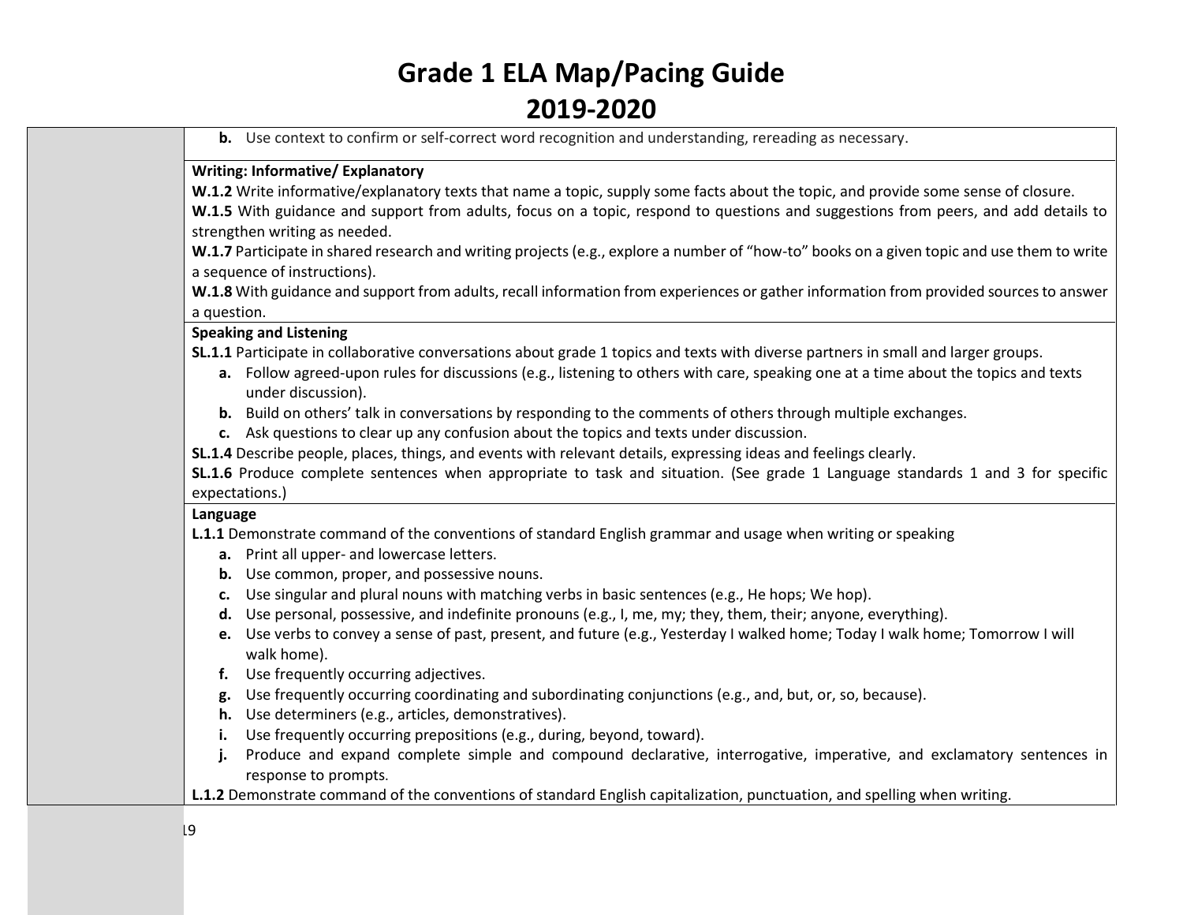# Grade 1 ELA Map/Pacing Guide
## 2019-2020

**b.** Use context to confirm or self-correct word recognition and understanding, rereading as necessary.

**Writing: Informative/ Explanatory**

**W.1.2** Write informative/explanatory texts that name a topic, supply some facts about the topic, and provide some sense of closure.

**W.1.5** With guidance and support from adults, focus on a topic, respond to questions and suggestions from peers, and add details to strengthen writing as needed.

**W.1.7** Participate in shared research and writing projects (e.g., explore a number of "how-to" books on a given topic and use them to write a sequence of instructions).

**W.1.8** With guidance and support from adults, recall information from experiences or gather information from provided sources to answer a question.

**Speaking and Listening**

**SL.1.1** Participate in collaborative conversations about grade 1 topics and texts with diverse partners in small and larger groups.

- **a.** Follow agreed-upon rules for discussions (e.g., listening to others with care, speaking one at a time about the topics and texts under discussion).
- **b.** Build on others' talk in conversations by responding to the comments of others through multiple exchanges.
- **c.** Ask questions to clear up any confusion about the topics and texts under discussion.

**SL.1.4** Describe people, places, things, and events with relevant details, expressing ideas and feelings clearly.

**SL.1.6** Produce complete sentences when appropriate to task and situation. (See grade 1 Language standards 1 and 3 for specific expectations.)

**Language**

**L.1.1** Demonstrate command of the conventions of standard English grammar and usage when writing or speaking

- **a.** Print all upper- and lowercase letters.
- **b.** Use common, proper, and possessive nouns.
- **c.** Use singular and plural nouns with matching verbs in basic sentences (e.g., He hops; We hop).
- **d.** Use personal, possessive, and indefinite pronouns (e.g., I, me, my; they, them, their; anyone, everything).
- **e.** Use verbs to convey a sense of past, present, and future (e.g., Yesterday I walked home; Today I walk home; Tomorrow I will walk home).
- **f.** Use frequently occurring adjectives.
- **g.** Use frequently occurring coordinating and subordinating conjunctions (e.g., and, but, or, so, because).
- **h.** Use determiners (e.g., articles, demonstratives).
- **i.** Use frequently occurring prepositions (e.g., during, beyond, toward).
- **j.** Produce and expand complete simple and compound declarative, interrogative, imperative, and exclamatory sentences in response to prompts.

**L.1.2** Demonstrate command of the conventions of standard English capitalization, punctuation, and spelling when writing.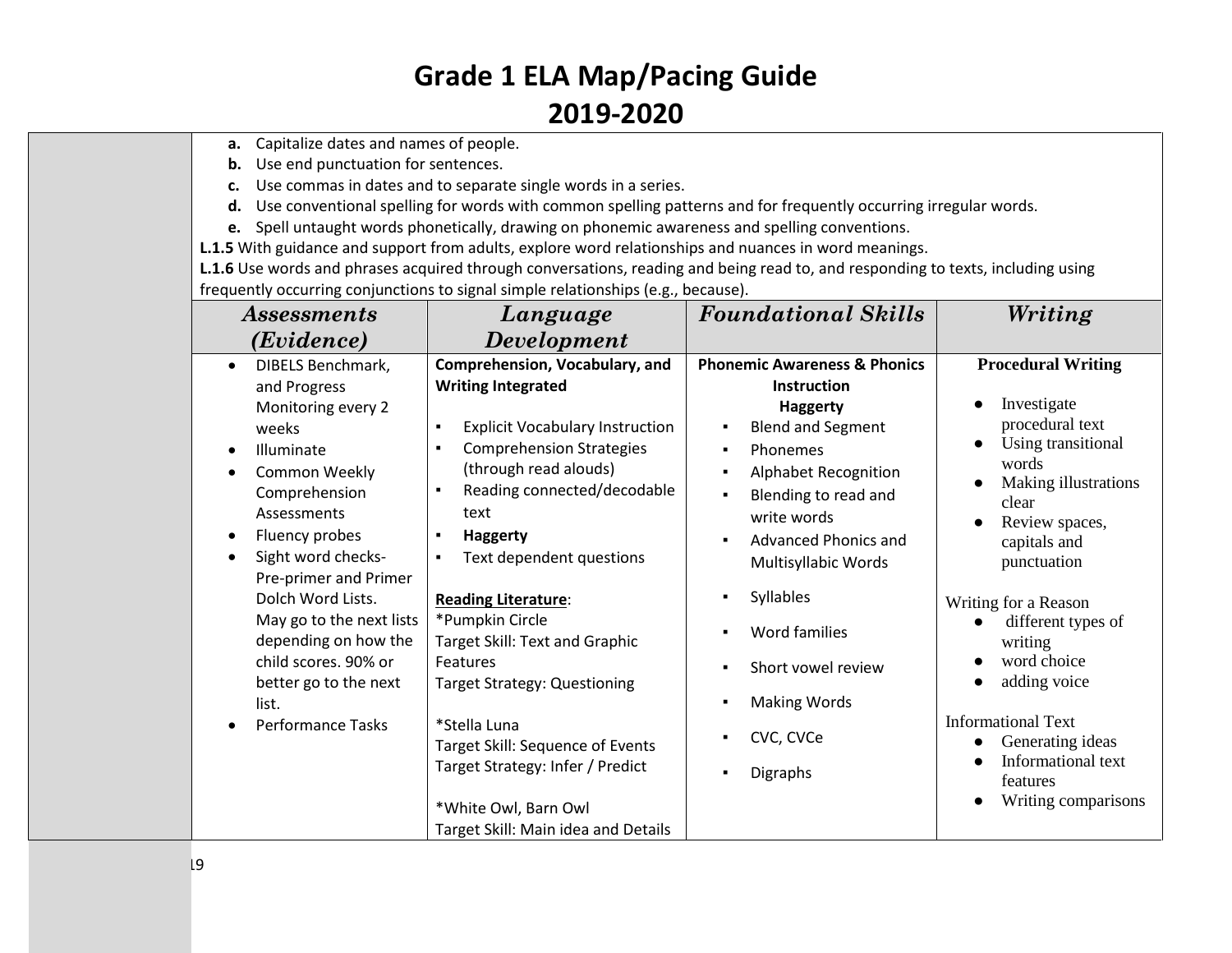# Grade 1 ELA Map/Pacing Guide

# 2019-2020

**a.** Capitalize dates and names of people.
**b.** Use end punctuation for sentences.
**c.** Use commas in dates and to separate single words in a series.
**d.** Use conventional spelling for words with common spelling patterns and for frequently occurring irregular words.
**e.** Spell untaught words phonetically, drawing on phonemic awareness and spelling conventions.

**L.1.5** With guidance and support from adults, explore word relationships and nuances in word meanings.

**L.1.6** Use words and phrases acquired through conversations, reading and being read to, and responding to texts, including using frequently occurring conjunctions to signal simple relationships (e.g., because).

| *Assessments (Evidence)* | *Language Development* | *Foundational Skills* | *Writing* |
|---|---|---|---|
| • DIBELS Benchmark, and Progress Monitoring every 2 weeks<br>• Illuminate<br>• Common Weekly Comprehension Assessments<br>• Fluency probes<br>• Sight word checks- Pre-primer and Primer Dolch Word Lists. May go to the next lists depending on how the child scores. 90% or better go to the next list.<br>• Performance Tasks | **Comprehension, Vocabulary, and Writing Integrated**<br><br>▪ Explicit Vocabulary Instruction<br>▪ Comprehension Strategies (through read alouds)<br>▪ Reading connected/decodable text<br>▪ **Haggerty**<br>▪ Text dependent questions<br><br>**Reading Literature**:<br>*Pumpkin Circle<br>Target Skill: Text and Graphic Features<br>Target Strategy: Questioning<br><br>*Stella Luna<br>Target Skill: Sequence of Events<br>Target Strategy: Infer / Predict<br><br>*White Owl, Barn Owl<br>Target Skill: Main idea and Details | **Phonemic Awareness & Phonics Instruction**<br>**Haggerty**<br>▪ Blend and Segment<br>▪ Phonemes<br>▪ Alphabet Recognition<br>▪ Blending to read and write words<br>▪ Advanced Phonics and Multisyllabic Words<br>▪ Syllables<br>▪ Word families<br>▪ Short vowel review<br>▪ Making Words<br>▪ CVC, CVCe<br>▪ Digraphs | **Procedural Writing**<br>• Investigate procedural text<br>• Using transitional words<br>• Making illustrations clear<br>• Review spaces, capitals and punctuation<br><br>Writing for a Reason<br>• different types of writing<br>• word choice<br>• adding voice<br><br>Informational Text<br>• Generating ideas<br>• Informational text features<br>• Writing comparisons |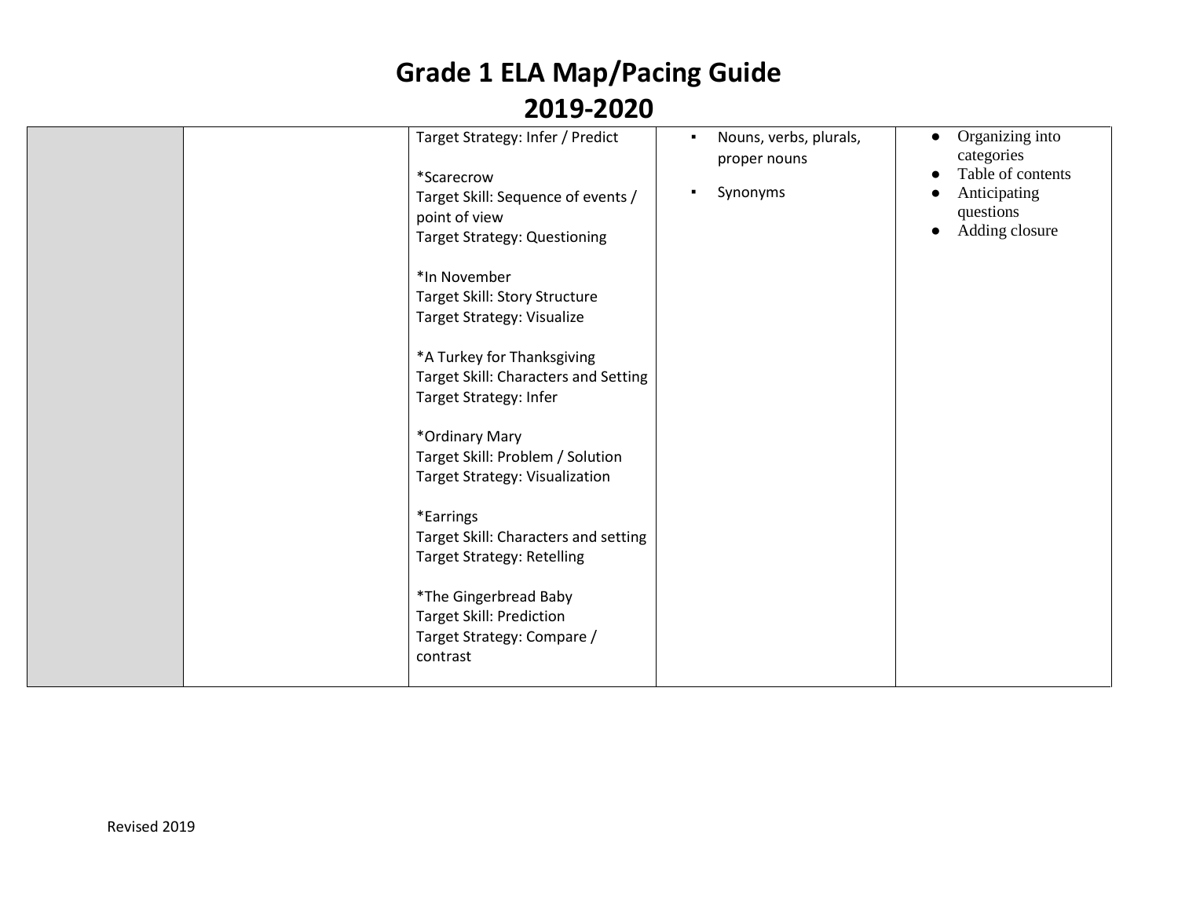# Grade 1 ELA Map/Pacing Guide
# 2019-2020

| | | | | |
|---|---|---|---|---|
| | | Target Strategy: Infer / Predict<br><br>*Scarecrow<br>Target Skill: Sequence of events / point of view<br>Target Strategy: Questioning<br><br>*In November<br>Target Skill: Story Structure<br>Target Strategy: Visualize<br><br>*A Turkey for Thanksgiving<br>Target Skill: Characters and Setting<br>Target Strategy: Infer<br><br>*Ordinary Mary<br>Target Skill: Problem / Solution<br>Target Strategy: Visualization<br><br>*Earrings<br>Target Skill: Characters and setting<br>Target Strategy: Retelling<br><br>*The Gingerbread Baby<br>Target Skill: Prediction<br>Target Strategy: Compare / contrast | ▪ Nouns, verbs, plurals, proper nouns<br><br>▪ Synonyms | ● Organizing into categories<br>● Table of contents<br>● Anticipating questions<br>● Adding closure |

Revised 2019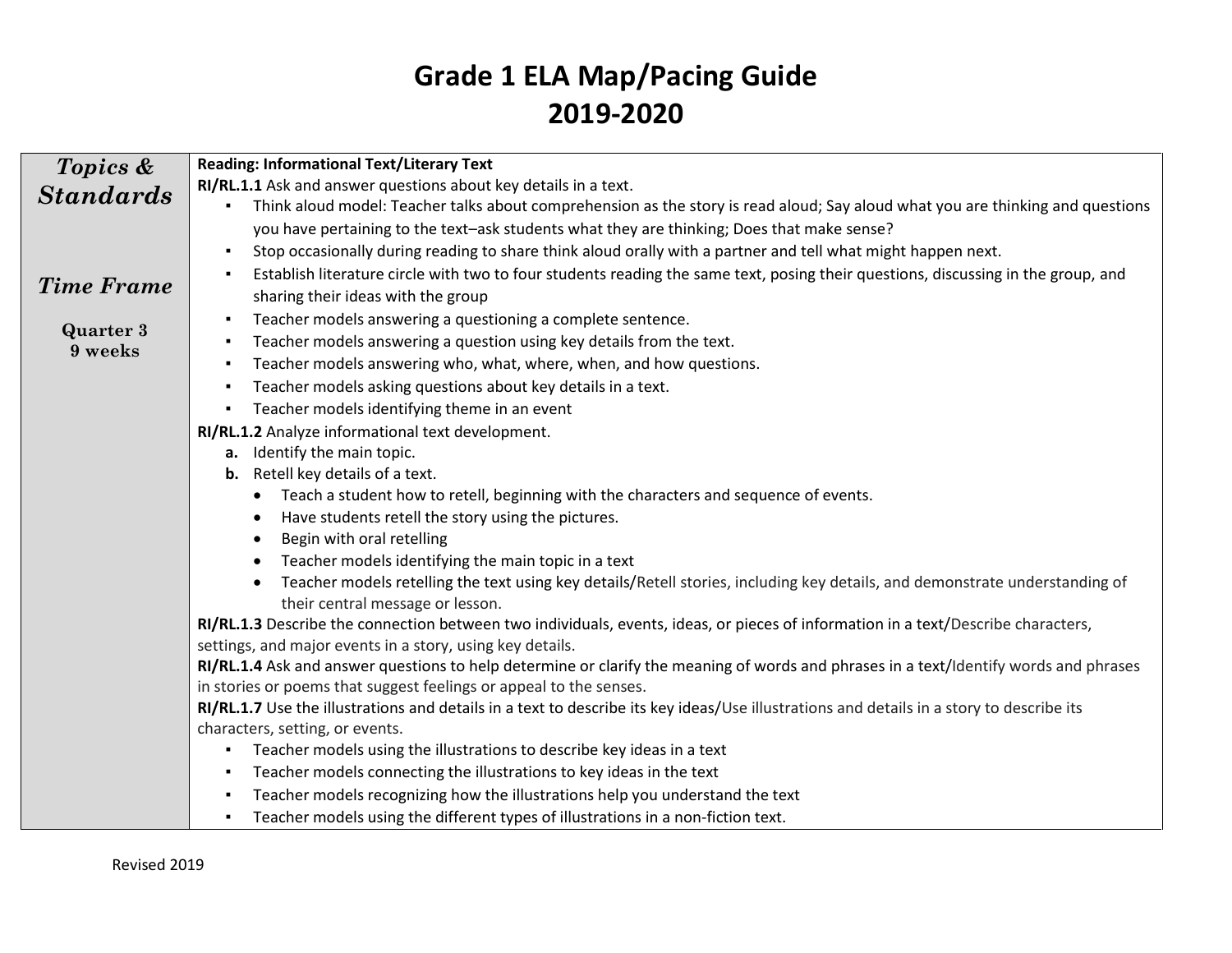# Grade 1 ELA Map/Pacing Guide
# 2019-2020

| *Topics & Standards*<br><br>*Time Frame*<br><br>**Quarter 3**<br>**9 weeks** | **Reading: Informational Text/Literary Text**<br>**RI/RL.1.1** Ask and answer questions about key details in a text.<br>▪ Think aloud model: Teacher talks about comprehension as the story is read aloud; Say aloud what you are thinking and questions you have pertaining to the text–ask students what they are thinking; Does that make sense?<br>▪ Stop occasionally during reading to share think aloud orally with a partner and tell what might happen next.<br>▪ Establish literature circle with two to four students reading the same text, posing their questions, discussing in the group, and sharing their ideas with the group<br>▪ Teacher models answering a questioning a complete sentence.<br>▪ Teacher models answering a question using key details from the text.<br>▪ Teacher models answering who, what, where, when, and how questions.<br>▪ Teacher models asking questions about key details in a text.<br>▪ Teacher models identifying theme in an event<br>**RI/RL.1.2** Analyze informational text development.<br>**a.** Identify the main topic.<br>**b.** Retell key details of a text.<br>• Teach a student how to retell, beginning with the characters and sequence of events.<br>• Have students retell the story using the pictures.<br>• Begin with oral retelling<br>• Teacher models identifying the main topic in a text<br>• Teacher models retelling the text using key details/Retell stories, including key details, and demonstrate understanding of their central message or lesson.<br>**RI/RL.1.3** Describe the connection between two individuals, events, ideas, or pieces of information in a text/Describe characters, settings, and major events in a story, using key details.<br>**RI/RL.1.4** Ask and answer questions to help determine or clarify the meaning of words and phrases in a text/Identify words and phrases in stories or poems that suggest feelings or appeal to the senses.<br>**RI/RL.1.7** Use the illustrations and details in a text to describe its key ideas/Use illustrations and details in a story to describe its characters, setting, or events.<br>▪ Teacher models using the illustrations to describe key ideas in a text<br>▪ Teacher models connecting the illustrations to key ideas in the text<br>▪ Teacher models recognizing how the illustrations help you understand the text<br>▪ Teacher models using the different types of illustrations in a non-fiction text. |
|---|---|

Revised 2019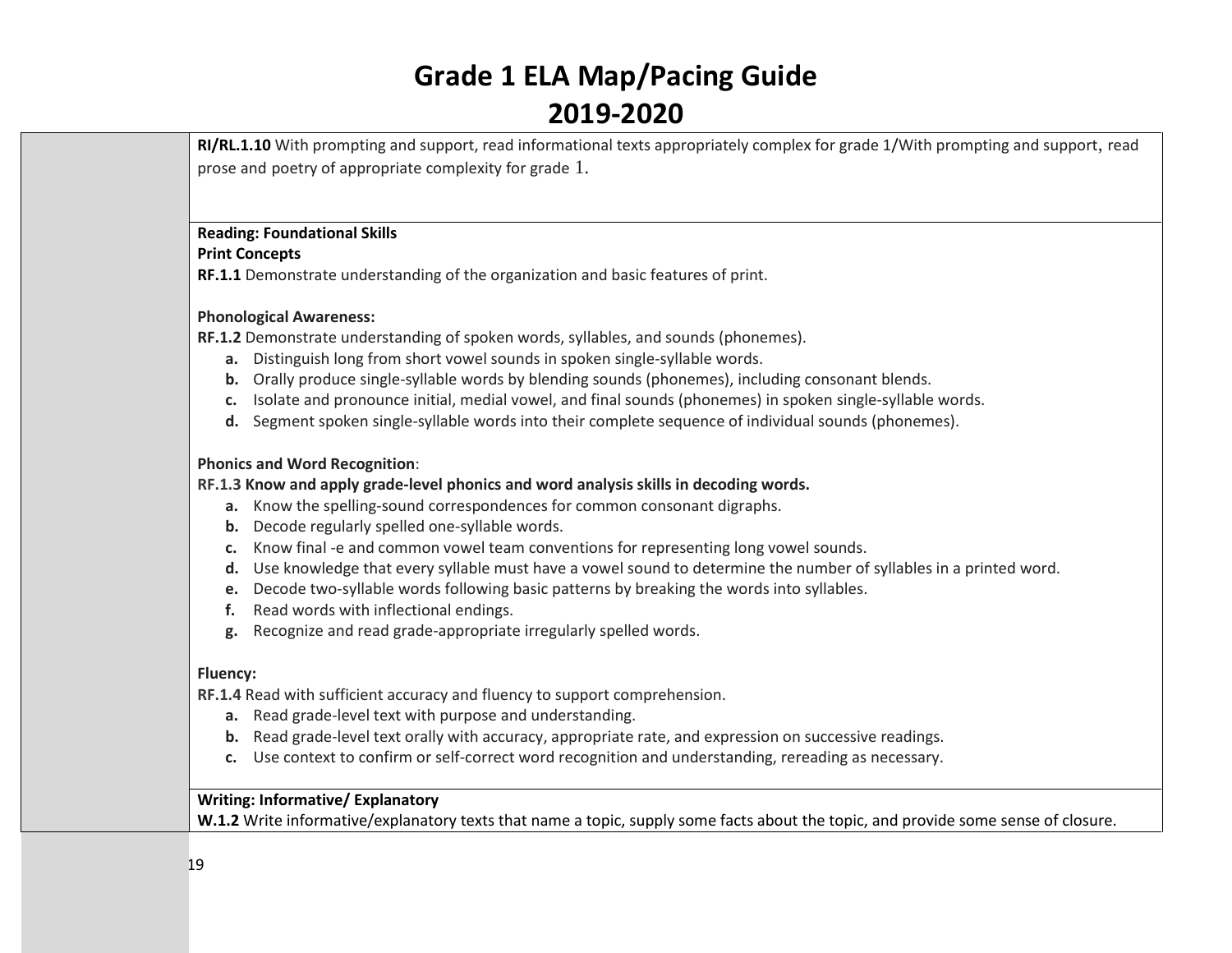# Grade 1 ELA Map/Pacing Guide
# 2019-2020

**RI/RL.1.10** With prompting and support, read informational texts appropriately complex for grade 1/With prompting and support, read prose and poetry of appropriate complexity for grade 1.

**Reading: Foundational Skills**
**Print Concepts**
**RF.1.1** Demonstrate understanding of the organization and basic features of print.

**Phonological Awareness:**
**RF.1.2** Demonstrate understanding of spoken words, syllables, and sounds (phonemes).

- **a.** Distinguish long from short vowel sounds in spoken single-syllable words.
- **b.** Orally produce single-syllable words by blending sounds (phonemes), including consonant blends.
- **c.** Isolate and pronounce initial, medial vowel, and final sounds (phonemes) in spoken single-syllable words.
- **d.** Segment spoken single-syllable words into their complete sequence of individual sounds (phonemes).

**Phonics and Word Recognition**:
**RF.1.3 Know and apply grade-level phonics and word analysis skills in decoding words.**

- **a.** Know the spelling-sound correspondences for common consonant digraphs.
- **b.** Decode regularly spelled one-syllable words.
- **c.** Know final -e and common vowel team conventions for representing long vowel sounds.
- **d.** Use knowledge that every syllable must have a vowel sound to determine the number of syllables in a printed word.
- **e.** Decode two-syllable words following basic patterns by breaking the words into syllables.
- **f.** Read words with inflectional endings.
- **g.** Recognize and read grade-appropriate irregularly spelled words.

**Fluency:**
**RF.1.4** Read with sufficient accuracy and fluency to support comprehension.

- **a.** Read grade-level text with purpose and understanding.
- **b.** Read grade-level text orally with accuracy, appropriate rate, and expression on successive readings.
- **c.** Use context to confirm or self-correct word recognition and understanding, rereading as necessary.

**Writing: Informative/ Explanatory**
**W.1.2** Write informative/explanatory texts that name a topic, supply some facts about the topic, and provide some sense of closure.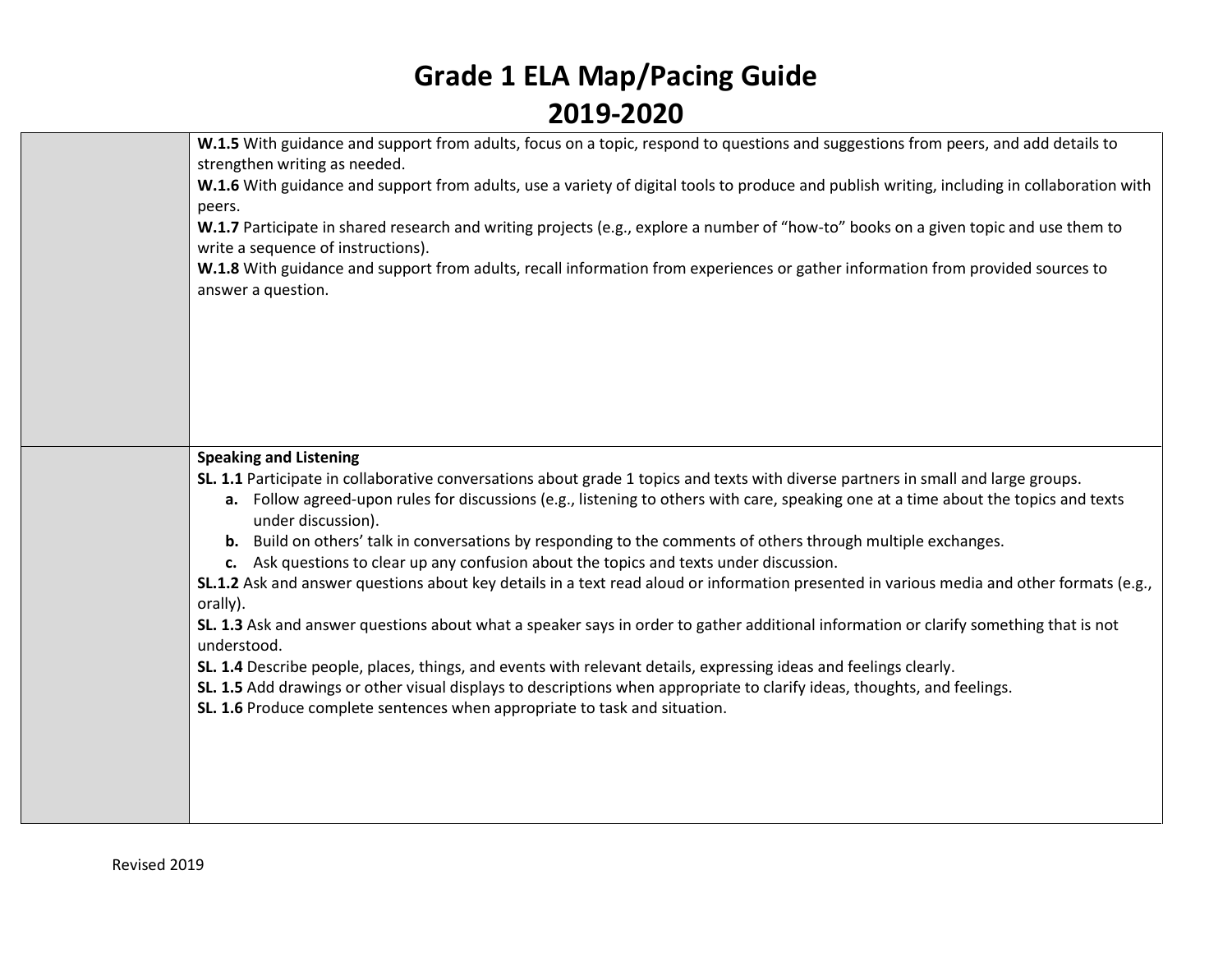# Grade 1 ELA Map/Pacing Guide

## 2019-2020

| | |
|---|---|
| | **W.1.5** With guidance and support from adults, focus on a topic, respond to questions and suggestions from peers, and add details to strengthen writing as needed.<br>**W.1.6** With guidance and support from adults, use a variety of digital tools to produce and publish writing, including in collaboration with peers.<br>**W.1.7** Participate in shared research and writing projects (e.g., explore a number of "how-to" books on a given topic and use them to write a sequence of instructions).<br>**W.1.8** With guidance and support from adults, recall information from experiences or gather information from provided sources to answer a question. |
| | **Speaking and Listening**<br>**SL. 1.1** Participate in collaborative conversations about grade 1 topics and texts with diverse partners in small and large groups.<br>**a.** Follow agreed-upon rules for discussions (e.g., listening to others with care, speaking one at a time about the topics and texts under discussion).<br>**b.** Build on others' talk in conversations by responding to the comments of others through multiple exchanges.<br>**c.** Ask questions to clear up any confusion about the topics and texts under discussion.<br>**SL.1.2** Ask and answer questions about key details in a text read aloud or information presented in various media and other formats (e.g., orally).<br>**SL. 1.3** Ask and answer questions about what a speaker says in order to gather additional information or clarify something that is not understood.<br>**SL. 1.4** Describe people, places, things, and events with relevant details, expressing ideas and feelings clearly.<br>**SL. 1.5** Add drawings or other visual displays to descriptions when appropriate to clarify ideas, thoughts, and feelings.<br>**SL. 1.6** Produce complete sentences when appropriate to task and situation. |

Revised 2019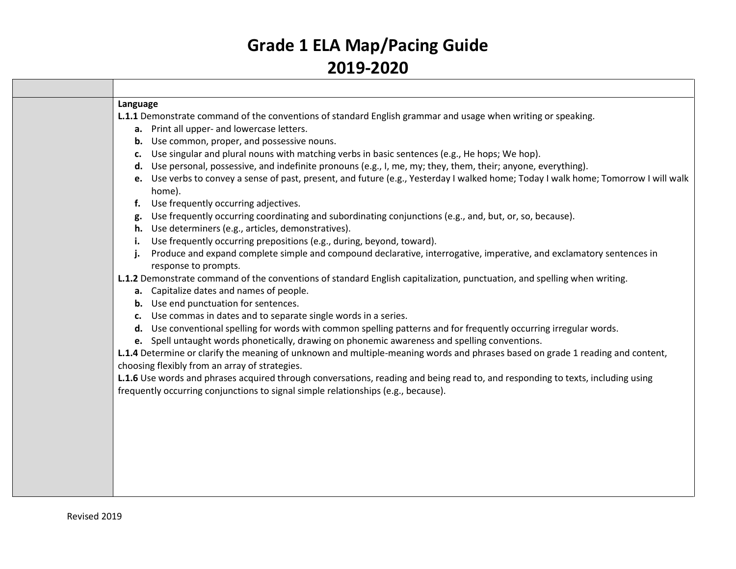# Grade 1 ELA Map/Pacing Guide
# 2019-2020

| | |
|---|---|
| | |
| | **Language**<br>**L.1.1** Demonstrate command of the conventions of standard English grammar and usage when writing or speaking.<br>**a.** Print all upper- and lowercase letters.<br>**b.** Use common, proper, and possessive nouns.<br>**c.** Use singular and plural nouns with matching verbs in basic sentences (e.g., He hops; We hop).<br>**d.** Use personal, possessive, and indefinite pronouns (e.g., I, me, my; they, them, their; anyone, everything).<br>**e.** Use verbs to convey a sense of past, present, and future (e.g., Yesterday I walked home; Today I walk home; Tomorrow I will walk home).<br>**f.** Use frequently occurring adjectives.<br>**g.** Use frequently occurring coordinating and subordinating conjunctions (e.g., and, but, or, so, because).<br>**h.** Use determiners (e.g., articles, demonstratives).<br>**i.** Use frequently occurring prepositions (e.g., during, beyond, toward).<br>**j.** Produce and expand complete simple and compound declarative, interrogative, imperative, and exclamatory sentences in response to prompts.<br>**L.1.2** Demonstrate command of the conventions of standard English capitalization, punctuation, and spelling when writing.<br>**a.** Capitalize dates and names of people.<br>**b.** Use end punctuation for sentences.<br>**c.** Use commas in dates and to separate single words in a series.<br>**d.** Use conventional spelling for words with common spelling patterns and for frequently occurring irregular words.<br>**e.** Spell untaught words phonetically, drawing on phonemic awareness and spelling conventions.<br>**L.1.4** Determine or clarify the meaning of unknown and multiple-meaning words and phrases based on grade 1 reading and content, choosing flexibly from an array of strategies.<br>**L.1.6** Use words and phrases acquired through conversations, reading and being read to, and responding to texts, including using frequently occurring conjunctions to signal simple relationships (e.g., because). |

Revised 2019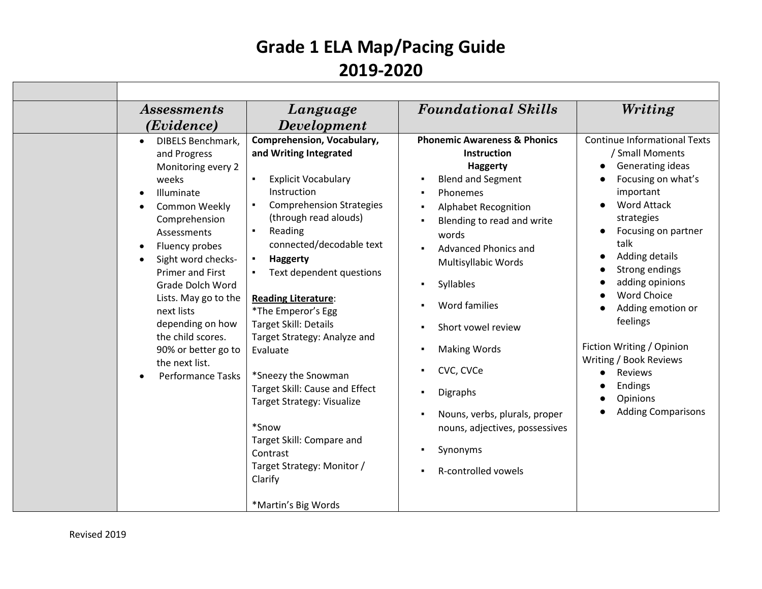# Grade 1 ELA Map/Pacing Guide
# 2019-2020

| | Assessments (Evidence) | Language Development | Foundational Skills | Writing |
|---|---|---|---|---|
| | • DIBELS Benchmark, and Progress Monitoring every 2 weeks<br>• Illuminate<br>• Common Weekly Comprehension Assessments<br>• Fluency probes<br>• Sight word checks- Primer and First Grade Dolch Word Lists. May go to the next lists depending on how the child scores. 90% or better go to the next list.<br>• Performance Tasks | **Comprehension, Vocabulary, and Writing Integrated**<br><br>▪ Explicit Vocabulary Instruction<br>▪ Comprehension Strategies (through read alouds)<br>▪ Reading connected/decodable text<br>▪ **Haggerty**<br>▪ Text dependent questions<br><br>**Reading Literature**:<br>*The Emperor's Egg<br>Target Skill: Details<br>Target Strategy: Analyze and Evaluate<br><br>*Sneezy the Snowman<br>Target Skill: Cause and Effect<br>Target Strategy: Visualize<br><br>*Snow<br>Target Skill: Compare and Contrast<br>Target Strategy: Monitor / Clarify<br><br>*Martin's Big Words | **Phonemic Awareness & Phonics Instruction**<br>**Haggerty**<br>▪ Blend and Segment<br>▪ Phonemes<br>▪ Alphabet Recognition<br>▪ Blending to read and write words<br>▪ Advanced Phonics and Multisyllabic Words<br>▪ Syllables<br>▪ Word families<br>▪ Short vowel review<br>▪ Making Words<br>▪ CVC, CVCe<br>▪ Digraphs<br>▪ Nouns, verbs, plurals, proper nouns, adjectives, possessives<br>▪ Synonyms<br>▪ R-controlled vowels | Continue Informational Texts / Small Moments<br>• Generating ideas<br>• Focusing on what's important<br>• Word Attack strategies<br>• Focusing on partner talk<br>• Adding details<br>• Strong endings<br>• adding opinions<br>• Word Choice<br>• Adding emotion or feelings<br><br>Fiction Writing / Opinion Writing / Book Reviews<br>• Reviews<br>• Endings<br>• Opinions<br>• Adding Comparisons |

Revised 2019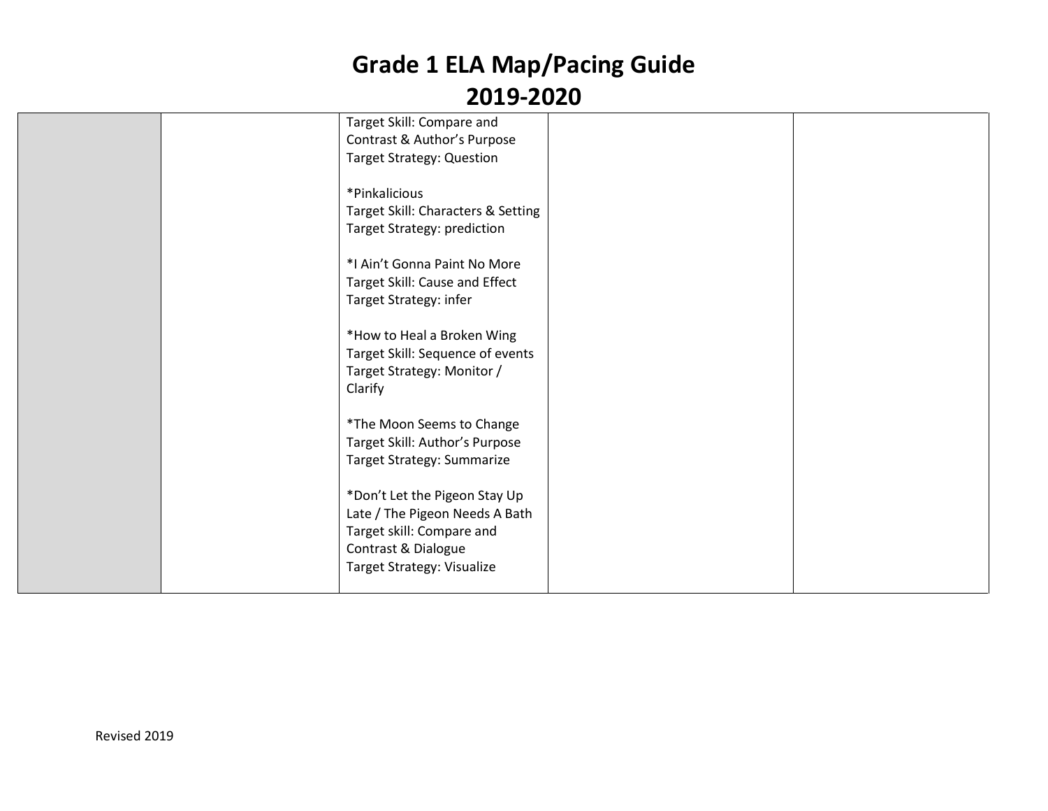# Grade 1 ELA Map/Pacing Guide
## 2019-2020

| | | | | |
|---|---|---|---|---|
| | | Target Skill: Compare and Contrast & Author's Purpose<br>Target Strategy: Question<br><br>*Pinkalicious<br>Target Skill: Characters & Setting<br>Target Strategy: prediction<br><br>*I Ain't Gonna Paint No More<br>Target Skill: Cause and Effect<br>Target Strategy: infer<br><br>*How to Heal a Broken Wing<br>Target Skill: Sequence of events<br>Target Strategy: Monitor / Clarify<br><br>*The Moon Seems to Change<br>Target Skill: Author's Purpose<br>Target Strategy: Summarize<br><br>*Don't Let the Pigeon Stay Up Late / The Pigeon Needs A Bath<br>Target skill: Compare and Contrast & Dialogue<br>Target Strategy: Visualize | | |

Revised 2019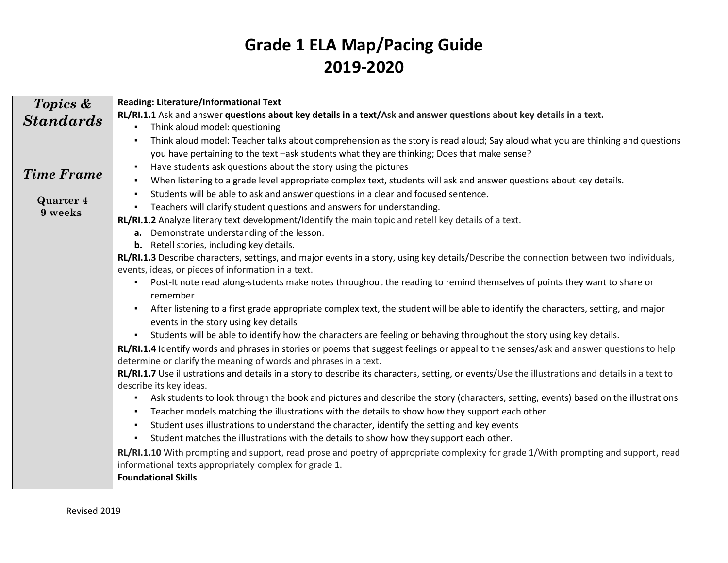# Grade 1 ELA Map/Pacing Guide
# 2019-2020

| ***Topics & Standards*** <br><br> ***Time Frame*** <br><br> **Quarter 4** <br> **9 weeks** | **Reading: Literature/Informational Text** <br> **RL/RI.1.1** Ask and answer **questions about key details in a text/Ask and answer questions about key details in a text.** <br> ▪ Think aloud model: questioning <br> ▪ Think aloud model: Teacher talks about comprehension as the story is read aloud; Say aloud what you are thinking and questions you have pertaining to the text –ask students what they are thinking; Does that make sense? <br> ▪ Have students ask questions about the story using the pictures <br> ▪ When listening to a grade level appropriate complex text, students will ask and answer questions about key details. <br> ▪ Students will be able to ask and answer questions in a clear and focused sentence. <br> ▪ Teachers will clarify student questions and answers for understanding. <br> **RL/RI.1.2** Analyze literary text development/Identify the main topic and retell key details of a text. <br> **a.** Demonstrate understanding of the lesson. <br> **b.** Retell stories, including key details. <br> **RL/RI.1.3** Describe characters, settings, and major events in a story, using key details/Describe the connection between two individuals, events, ideas, or pieces of information in a text. <br> ▪ Post-It note read along-students make notes throughout the reading to remind themselves of points they want to share or remember <br> ▪ After listening to a first grade appropriate complex text, the student will be able to identify the characters, setting, and major events in the story using key details <br> ▪ Students will be able to identify how the characters are feeling or behaving throughout the story using key details. <br> **RL/RI.1.4** Identify words and phrases in stories or poems that suggest feelings or appeal to the senses/ask and answer questions to help determine or clarify the meaning of words and phrases in a text. <br> **RL/RI.1.7** Use illustrations and details in a story to describe its characters, setting, or events/Use the illustrations and details in a text to describe its key ideas. <br> ▪ Ask students to look through the book and pictures and describe the story (characters, setting, events) based on the illustrations <br> ▪ Teacher models matching the illustrations with the details to show how they support each other <br> ▪ Student uses illustrations to understand the character, identify the setting and key events <br> ▪ Student matches the illustrations with the details to show how they support each other. <br> **RL/RI.1.10** With prompting and support, read prose and poetry of appropriate complexity for grade 1/With prompting and support, read informational texts appropriately complex for grade 1. |
|---|---|
| | **Foundational Skills** |

Revised 2019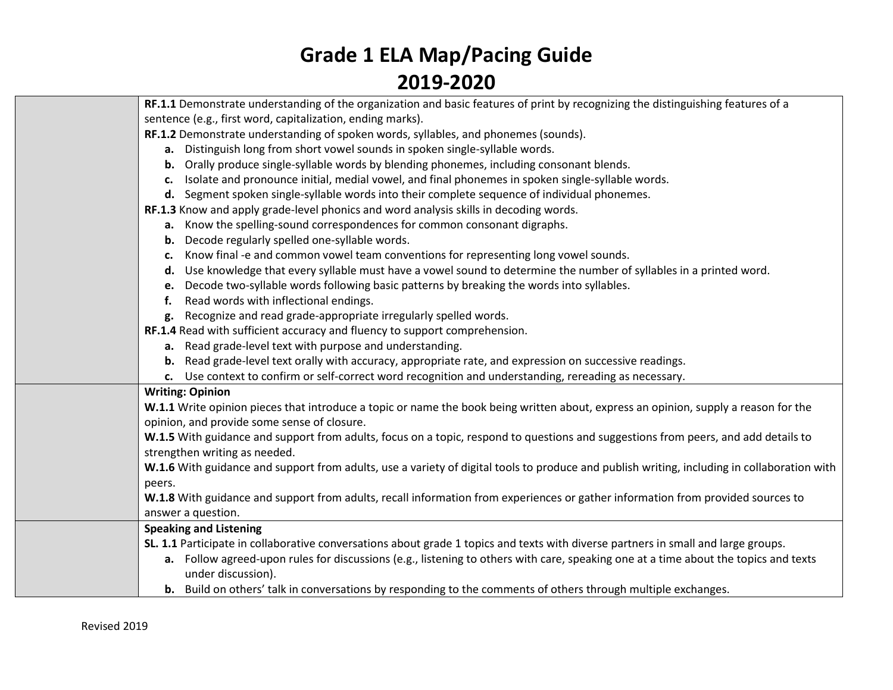# Grade 1 ELA Map/Pacing Guide
# 2019-2020

| | |
|---|---|
| | **RF.1.1** Demonstrate understanding of the organization and basic features of print by recognizing the distinguishing features of a sentence (e.g., first word, capitalization, ending marks).<br>**RF.1.2** Demonstrate understanding of spoken words, syllables, and phonemes (sounds).<br>**a.** Distinguish long from short vowel sounds in spoken single-syllable words.<br>**b.** Orally produce single-syllable words by blending phonemes, including consonant blends.<br>**c.** Isolate and pronounce initial, medial vowel, and final phonemes in spoken single-syllable words.<br>**d.** Segment spoken single-syllable words into their complete sequence of individual phonemes.<br>**RF.1.3** Know and apply grade-level phonics and word analysis skills in decoding words.<br>**a.** Know the spelling-sound correspondences for common consonant digraphs.<br>**b.** Decode regularly spelled one-syllable words.<br>**c.** Know final -e and common vowel team conventions for representing long vowel sounds.<br>**d.** Use knowledge that every syllable must have a vowel sound to determine the number of syllables in a printed word.<br>**e.** Decode two-syllable words following basic patterns by breaking the words into syllables.<br>**f.** Read words with inflectional endings.<br>**g.** Recognize and read grade-appropriate irregularly spelled words.<br>**RF.1.4** Read with sufficient accuracy and fluency to support comprehension.<br>**a.** Read grade-level text with purpose and understanding.<br>**b.** Read grade-level text orally with accuracy, appropriate rate, and expression on successive readings.<br>**c.** Use context to confirm or self-correct word recognition and understanding, rereading as necessary. |
| | **Writing: Opinion**<br>**W.1.1** Write opinion pieces that introduce a topic or name the book being written about, express an opinion, supply a reason for the opinion, and provide some sense of closure.<br>**W.1.5** With guidance and support from adults, focus on a topic, respond to questions and suggestions from peers, and add details to strengthen writing as needed.<br>**W.1.6** With guidance and support from adults, use a variety of digital tools to produce and publish writing, including in collaboration with peers.<br>**W.1.8** With guidance and support from adults, recall information from experiences or gather information from provided sources to answer a question. |
| | **Speaking and Listening**<br>**SL. 1.1** Participate in collaborative conversations about grade 1 topics and texts with diverse partners in small and large groups.<br>**a.** Follow agreed-upon rules for discussions (e.g., listening to others with care, speaking one at a time about the topics and texts under discussion).<br>**b.** Build on others' talk in conversations by responding to the comments of others through multiple exchanges. |

Revised 2019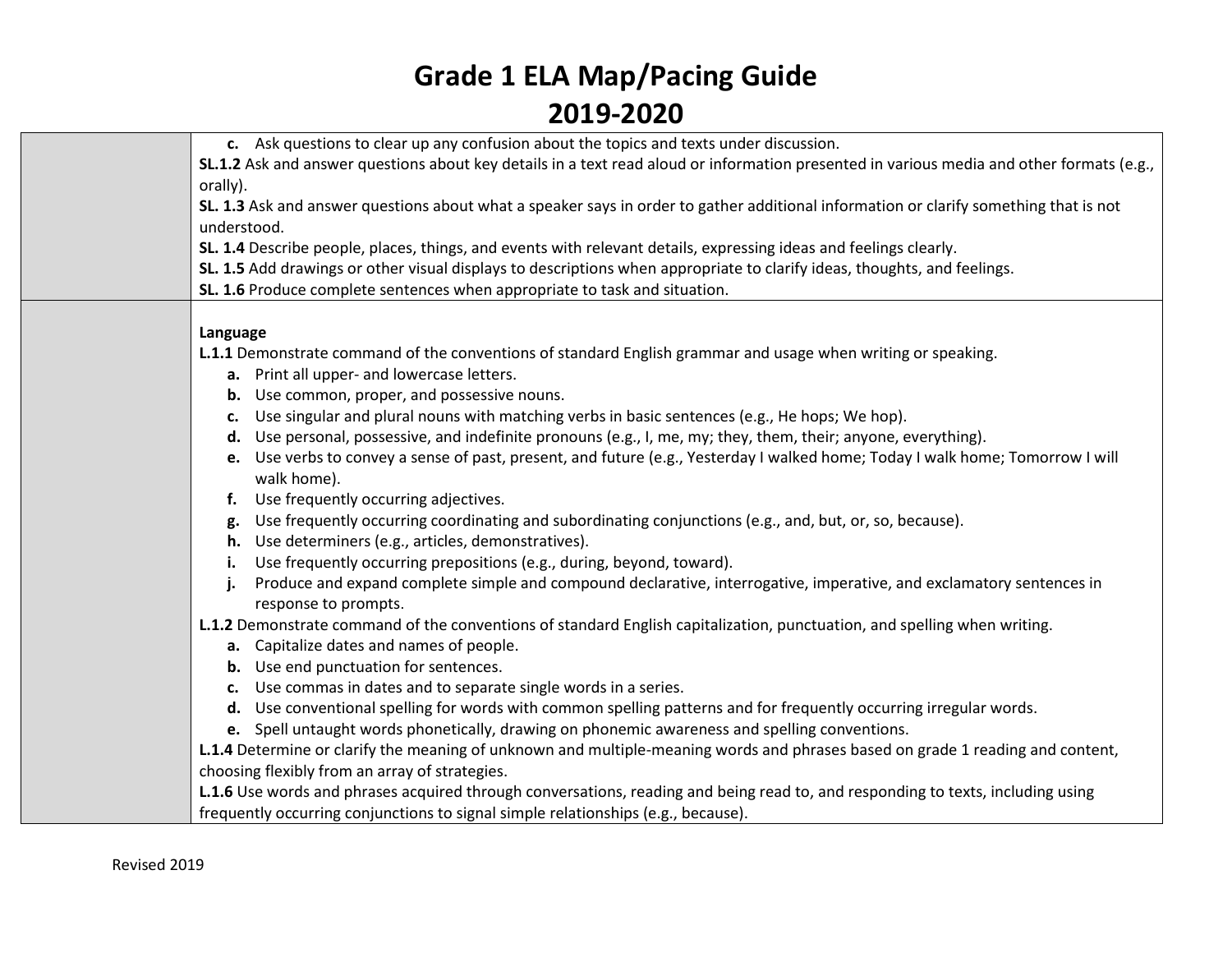# Grade 1 ELA Map/Pacing Guide 2019-2020

| | |
|---|---|
| | c. Ask questions to clear up any confusion about the topics and texts under discussion.<br>**SL.1.2** Ask and answer questions about key details in a text read aloud or information presented in various media and other formats (e.g., orally).<br>**SL. 1.3** Ask and answer questions about what a speaker says in order to gather additional information or clarify something that is not understood.<br>**SL. 1.4** Describe people, places, things, and events with relevant details, expressing ideas and feelings clearly.<br>**SL. 1.5** Add drawings or other visual displays to descriptions when appropriate to clarify ideas, thoughts, and feelings.<br>**SL. 1.6** Produce complete sentences when appropriate to task and situation. |
| | **Language**<br>**L.1.1** Demonstrate command of the conventions of standard English grammar and usage when writing or speaking.<br>**a.** Print all upper- and lowercase letters.<br>**b.** Use common, proper, and possessive nouns.<br>**c.** Use singular and plural nouns with matching verbs in basic sentences (e.g., He hops; We hop).<br>**d.** Use personal, possessive, and indefinite pronouns (e.g., I, me, my; they, them, their; anyone, everything).<br>**e.** Use verbs to convey a sense of past, present, and future (e.g., Yesterday I walked home; Today I walk home; Tomorrow I will walk home).<br>**f.** Use frequently occurring adjectives.<br>**g.** Use frequently occurring coordinating and subordinating conjunctions (e.g., and, but, or, so, because).<br>**h.** Use determiners (e.g., articles, demonstratives).<br>**i.** Use frequently occurring prepositions (e.g., during, beyond, toward).<br>**j.** Produce and expand complete simple and compound declarative, interrogative, imperative, and exclamatory sentences in response to prompts.<br>**L.1.2** Demonstrate command of the conventions of standard English capitalization, punctuation, and spelling when writing.<br>**a.** Capitalize dates and names of people.<br>**b.** Use end punctuation for sentences.<br>**c.** Use commas in dates and to separate single words in a series.<br>**d.** Use conventional spelling for words with common spelling patterns and for frequently occurring irregular words.<br>**e.** Spell untaught words phonetically, drawing on phonemic awareness and spelling conventions.<br>**L.1.4** Determine or clarify the meaning of unknown and multiple-meaning words and phrases based on grade 1 reading and content, choosing flexibly from an array of strategies.<br>**L.1.6** Use words and phrases acquired through conversations, reading and being read to, and responding to texts, including using frequently occurring conjunctions to signal simple relationships (e.g., because). |

Revised 2019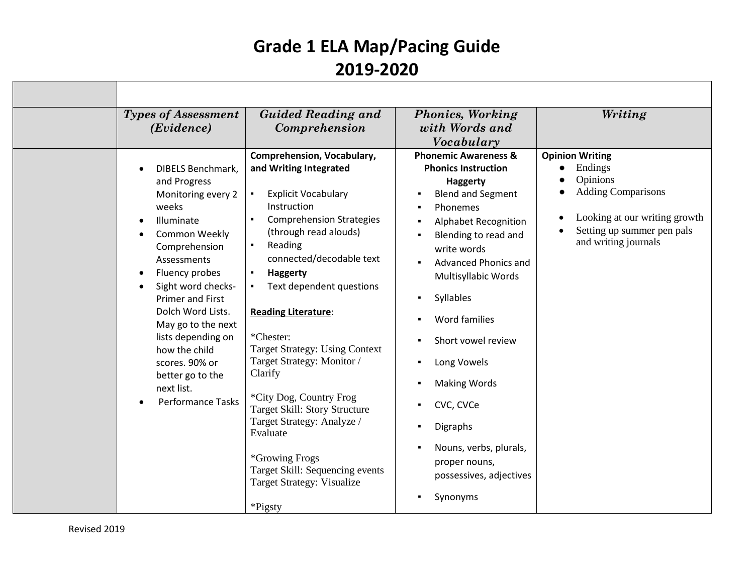# Grade 1 ELA Map/Pacing Guide
# 2019-2020

| | | | | |
|---|---|---|---|---|
| | *Types of Assessment (Evidence)* | *Guided Reading and Comprehension* | *Phonics, Working with Words and Vocabulary* | *Writing* |
| | • DIBELS Benchmark, and Progress Monitoring every 2 weeks<br>• Illuminate<br>• Common Weekly Comprehension Assessments<br>• Fluency probes<br>• Sight word checks- Primer and First Dolch Word Lists. May go to the next lists depending on how the child scores. 90% or better go to the next list.<br>• Performance Tasks | **Comprehension, Vocabulary, and Writing Integrated**<br>▪ Explicit Vocabulary Instruction<br>▪ Comprehension Strategies (through read alouds)<br>▪ Reading connected/decodable text<br>▪ **Haggerty**<br>▪ Text dependent questions<br><br>**Reading Literature**:<br><br>*Chester:<br>Target Strategy: Using Context<br>Target Strategy: Monitor / Clarify<br><br>*City Dog, Country Frog<br>Target Skill: Story Structure<br>Target Strategy: Analyze / Evaluate<br><br>*Growing Frogs<br>Target Skill: Sequencing events<br>Target Strategy: Visualize<br><br>*Pigsty | **Phonemic Awareness & Phonics Instruction Haggerty**<br>▪ Blend and Segment<br>▪ Phonemes<br>▪ Alphabet Recognition<br>▪ Blending to read and write words<br>▪ Advanced Phonics and Multisyllabic Words<br>▪ Syllables<br>▪ Word families<br>▪ Short vowel review<br>▪ Long Vowels<br>▪ Making Words<br>▪ CVC, CVCe<br>▪ Digraphs<br>▪ Nouns, verbs, plurals, proper nouns, possessives, adjectives<br>▪ Synonyms | **Opinion Writing**<br>● Endings<br>● Opinions<br>● Adding Comparisons<br><br>• Looking at our writing growth<br>• Setting up summer pen pals and writing journals |

Revised 2019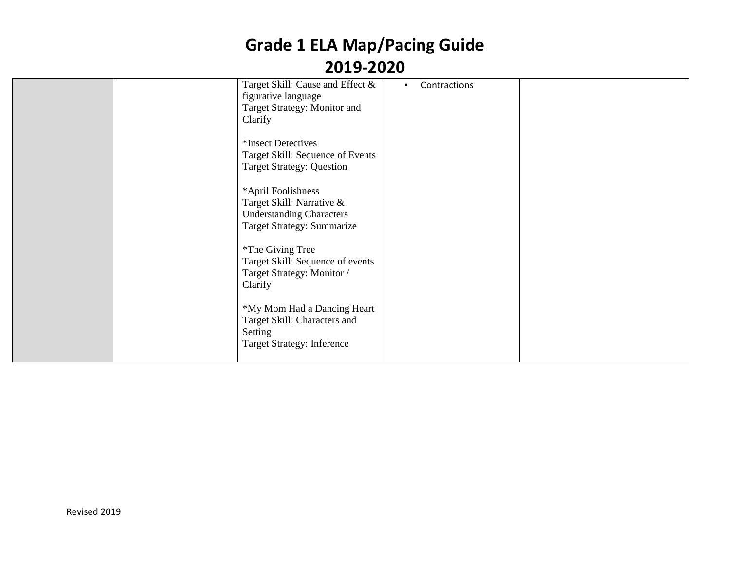# Grade 1 ELA Map/Pacing Guide
# 2019-2020

| | | | | |
|---|---|---|---|---|
| | | Target Skill: Cause and Effect & figurative language<br>Target Strategy: Monitor and Clarify<br><br>*Insect Detectives<br>Target Skill: Sequence of Events<br>Target Strategy: Question<br><br>*April Foolishness<br>Target Skill: Narrative & Understanding Characters<br>Target Strategy: Summarize<br><br>*The Giving Tree<br>Target Skill: Sequence of events<br>Target Strategy: Monitor / Clarify<br><br>*My Mom Had a Dancing Heart<br>Target Skill: Characters and Setting<br>Target Strategy: Inference | ▪ Contractions | |

Revised 2019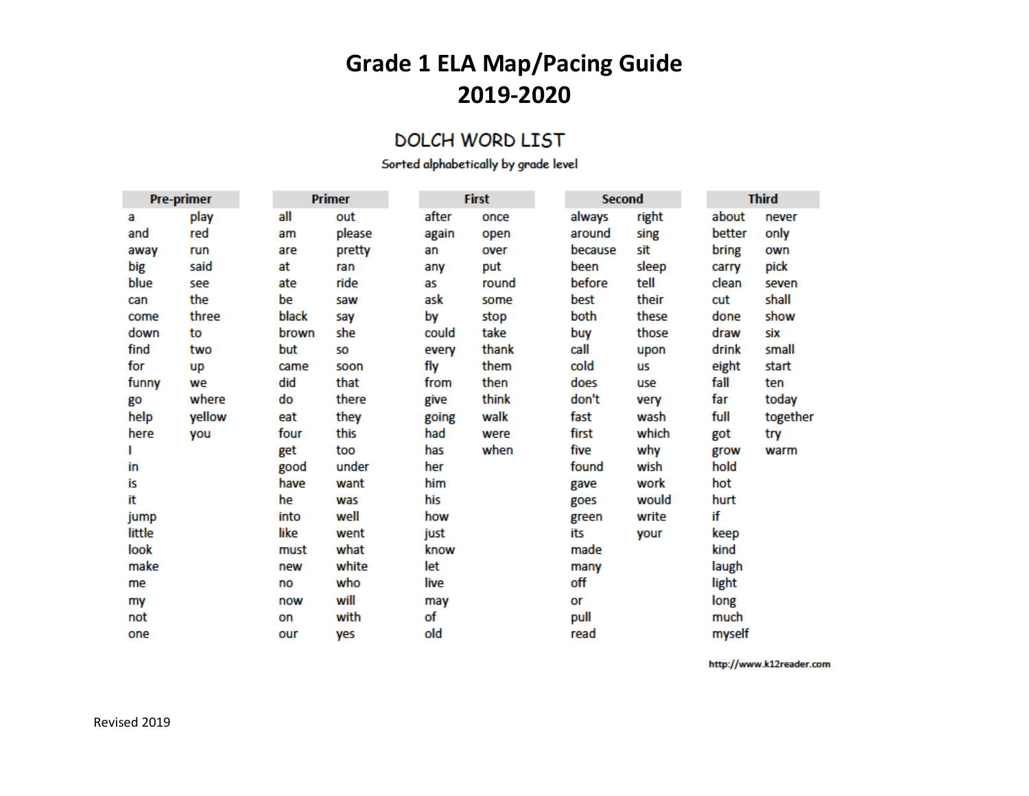# Grade 1 ELA Map/Pacing Guide
# 2019-2020

## DOLCH WORD LIST

Sorted alphabetically by grade level

| Pre-primer | | Primer | | First | | Second | | Third | |
|---|---|---|---|---|---|---|---|---|---|
| a | play | all | out | after | once | always | right | about | never |
| and | red | am | please | again | open | around | sing | better | only |
| away | run | are | pretty | an | over | because | sit | bring | own |
| big | said | at | ran | any | put | been | sleep | carry | pick |
| blue | see | ate | ride | as | round | before | tell | clean | seven |
| can | the | be | saw | ask | some | best | their | cut | shall |
| come | three | black | say | by | stop | both | these | done | show |
| down | to | brown | she | could | take | buy | those | draw | six |
| find | two | but | so | every | thank | call | upon | drink | small |
| for | up | came | soon | fly | them | cold | us | eight | start |
| funny | we | did | that | from | then | does | use | fall | ten |
| go | where | do | there | give | think | don't | very | far | today |
| help | yellow | eat | they | going | walk | fast | wash | full | together |
| here | you | four | this | had | were | first | which | got | try |
| I | | get | too | has | when | five | why | grow | warm |
| in | | good | under | her | | found | wish | hold | |
| is | | have | want | him | | gave | work | hot | |
| it | | he | was | his | | goes | would | hurt | |
| jump | | into | well | how | | green | write | if | |
| little | | like | went | just | | its | your | keep | |
| look | | must | what | know | | made | | kind | |
| make | | new | white | let | | many | | laugh | |
| me | | no | who | live | | off | | light | |
| my | | now | will | may | | or | | long | |
| not | | on | with | of | | pull | | much | |
| one | | our | yes | old | | read | | myself | |

http://www.k12reader.com

Revised 2019